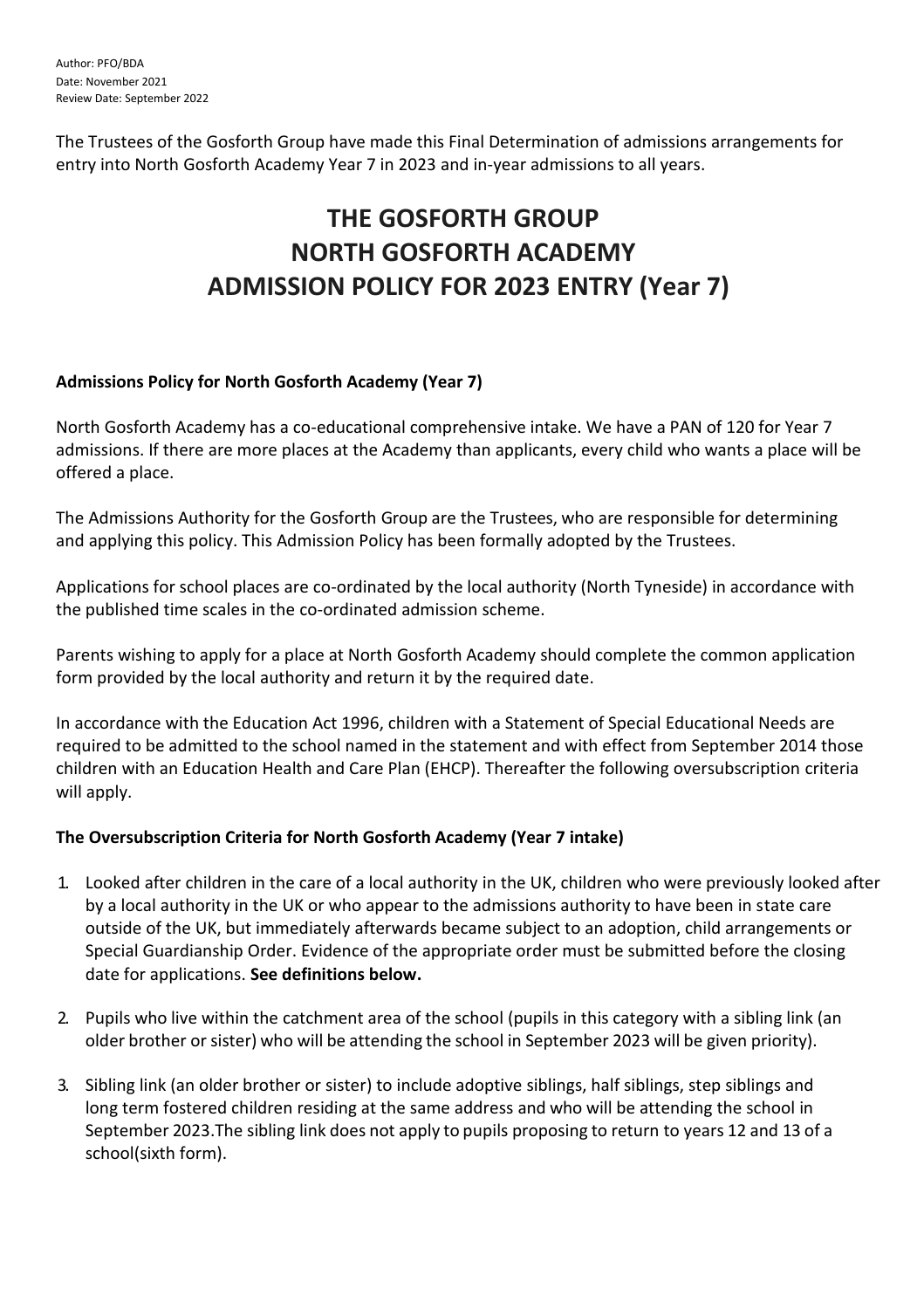Author: PFO/BDA
Date: November 2021
Review Date: September 2022

The Trustees of the Gosforth Group have made this Final Determination of admissions arrangements for entry into North Gosforth Academy Year 7 in 2023 and in-year admissions to all years.

# THE GOSFORTH GROUP
# NORTH GOSFORTH ACADEMY
# ADMISSION POLICY FOR 2023 ENTRY (Year 7)

**Admissions Policy for North Gosforth Academy (Year 7)**

North Gosforth Academy has a co-educational comprehensive intake. We have a PAN of 120 for Year 7 admissions. If there are more places at the Academy than applicants, every child who wants a place will be offered a place.

The Admissions Authority for the Gosforth Group are the Trustees, who are responsible for determining and applying this policy. This Admission Policy has been formally adopted by the Trustees.

Applications for school places are co-ordinated by the local authority (North Tyneside) in accordance with the published time scales in the co-ordinated admission scheme.

Parents wishing to apply for a place at North Gosforth Academy should complete the common application form provided by the local authority and return it by the required date.

In accordance with the Education Act 1996, children with a Statement of Special Educational Needs are required to be admitted to the school named in the statement and with effect from September 2014 those children with an Education Health and Care Plan (EHCP). Thereafter the following oversubscription criteria will apply.

**The Oversubscription Criteria for North Gosforth Academy (Year 7 intake)**

1. Looked after children in the care of a local authority in the UK, children who were previously looked after by a local authority in the UK or who appear to the admissions authority to have been in state care outside of the UK, but immediately afterwards became subject to an adoption, child arrangements or Special Guardianship Order. Evidence of the appropriate order must be submitted before the closing date for applications. **See definitions below.**

2. Pupils who live within the catchment area of the school (pupils in this category with a sibling link (an older brother or sister) who will be attending the school in September 2023 will be given priority).

3. Sibling link (an older brother or sister) to include adoptive siblings, half siblings, step siblings and long term fostered children residing at the same address and who will be attending the school in September 2023.The sibling link does not apply to pupils proposing to return to years 12 and 13 of a school(sixth form).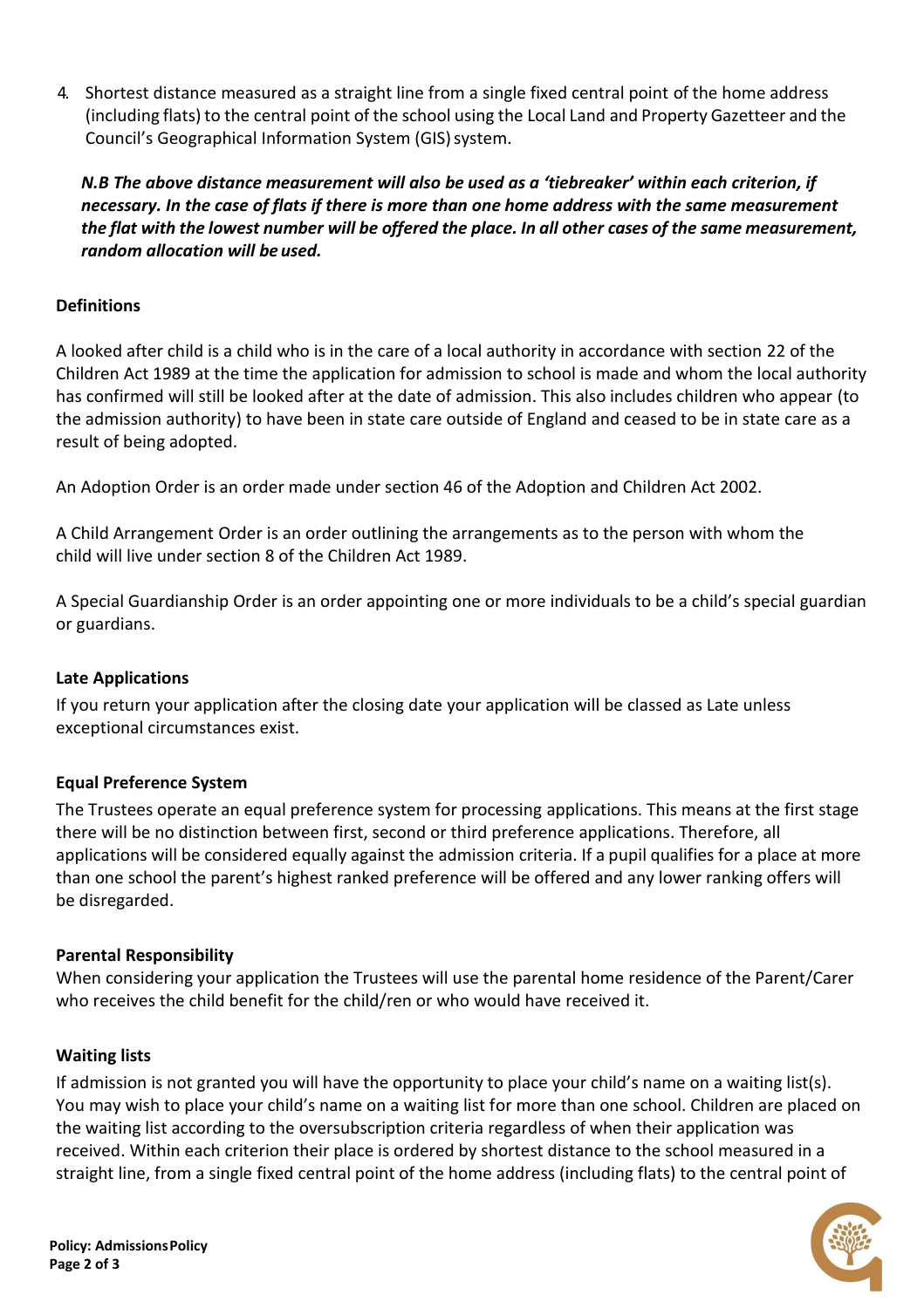4. Shortest distance measured as a straight line from a single fixed central point of the home address (including flats) to the central point of the school using the Local Land and Property Gazetteer and the Council's Geographical Information System (GIS) system.

***N.B The above distance measurement will also be used as a 'tiebreaker' within each criterion, if necessary. In the case of flats if there is more than one home address with the same measurement the flat with the lowest number will be offered the place. In all other cases of the same measurement, random allocation will be used.***

**Definitions**

A looked after child is a child who is in the care of a local authority in accordance with section 22 of the Children Act 1989 at the time the application for admission to school is made and whom the local authority has confirmed will still be looked after at the date of admission. This also includes children who appear (to the admission authority) to have been in state care outside of England and ceased to be in state care as a result of being adopted.

An Adoption Order is an order made under section 46 of the Adoption and Children Act 2002.

A Child Arrangement Order is an order outlining the arrangements as to the person with whom the child will live under section 8 of the Children Act 1989.

A Special Guardianship Order is an order appointing one or more individuals to be a child's special guardian or guardians.

**Late Applications**

If you return your application after the closing date your application will be classed as Late unless exceptional circumstances exist.

**Equal Preference System**

The Trustees operate an equal preference system for processing applications. This means at the first stage there will be no distinction between first, second or third preference applications. Therefore, all applications will be considered equally against the admission criteria. If a pupil qualifies for a place at more than one school the parent's highest ranked preference will be offered and any lower ranking offers will be disregarded.

**Parental Responsibility**

When considering your application the Trustees will use the parental home residence of the Parent/Carer who receives the child benefit for the child/ren or who would have received it.

**Waiting lists**

If admission is not granted you will have the opportunity to place your child's name on a waiting list(s). You may wish to place your child's name on a waiting list for more than one school. Children are placed on the waiting list according to the oversubscription criteria regardless of when their application was received. Within each criterion their place is ordered by shortest distance to the school measured in a straight line, from a single fixed central point of the home address (including flats) to the central point of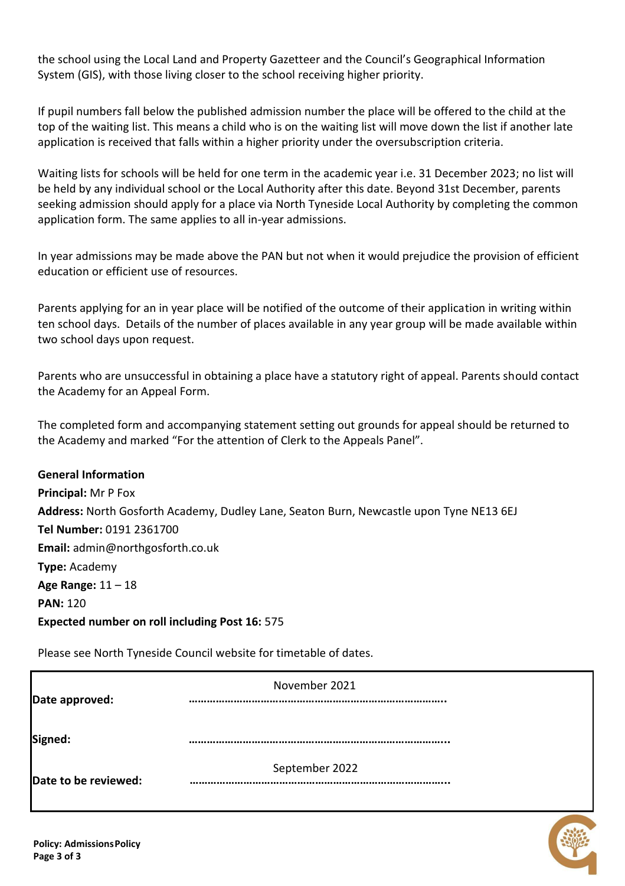the school using the Local Land and Property Gazetteer and the Council's Geographical Information System (GIS), with those living closer to the school receiving higher priority.

If pupil numbers fall below the published admission number the place will be offered to the child at the top of the waiting list. This means a child who is on the waiting list will move down the list if another late application is received that falls within a higher priority under the oversubscription criteria.

Waiting lists for schools will be held for one term in the academic year i.e. 31 December 2023; no list will be held by any individual school or the Local Authority after this date. Beyond 31st December, parents seeking admission should apply for a place via North Tyneside Local Authority by completing the common application form. The same applies to all in-year admissions.

In year admissions may be made above the PAN but not when it would prejudice the provision of efficient education or efficient use of resources.

Parents applying for an in year place will be notified of the outcome of their application in writing within ten school days. Details of the number of places available in any year group will be made available within two school days upon request.

Parents who are unsuccessful in obtaining a place have a statutory right of appeal. Parents should contact the Academy for an Appeal Form.

The completed form and accompanying statement setting out grounds for appeal should be returned to the Academy and marked "For the attention of Clerk to the Appeals Panel".

**General Information**

**Principal:** Mr P Fox

**Address:** North Gosforth Academy, Dudley Lane, Seaton Burn, Newcastle upon Tyne NE13 6EJ

**Tel Number:** 0191 2361700

**Email:** admin@northgosforth.co.uk

**Type:** Academy

**Age Range:** 11 – 18

**PAN:** 120

**Expected number on roll including Post 16:** 575

Please see North Tyneside Council website for timetable of dates.

| | |
|---|---|
| **Date approved:** | November 2021 |
| **Signed:** | |
| **Date to be reviewed:** | September 2022 |